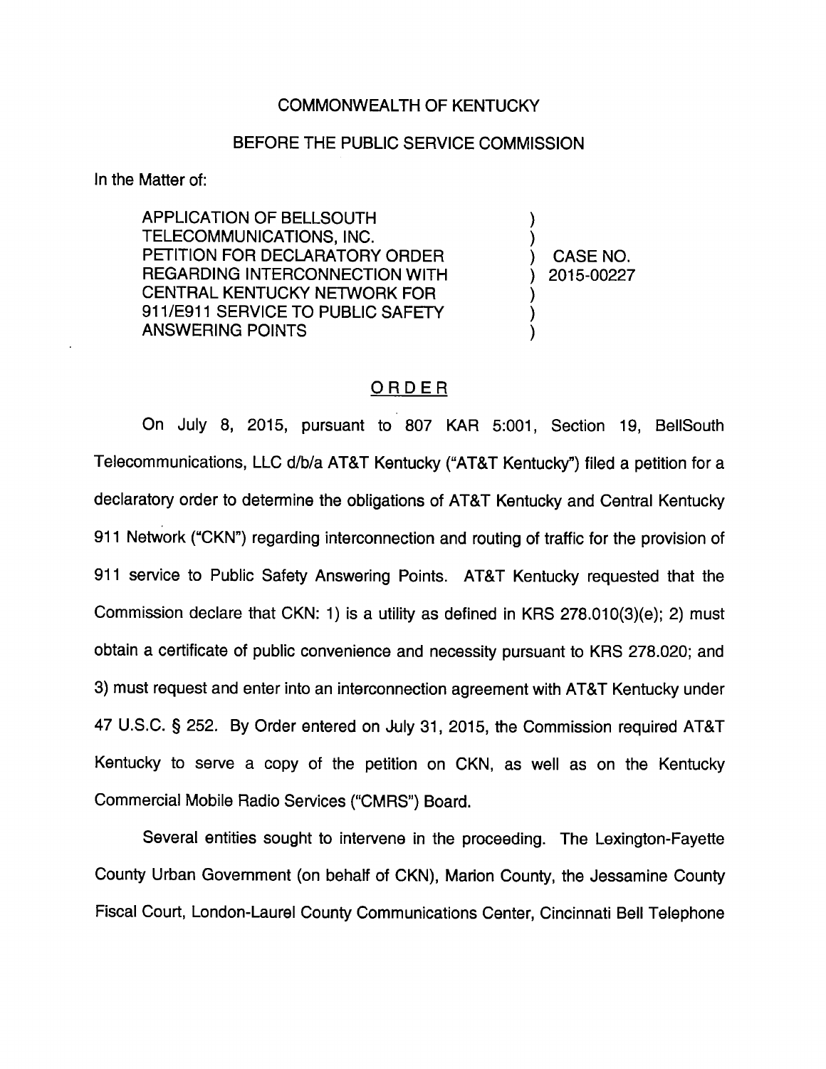COMMONWEALTH OF KENTUCKY

BEFORE THE PUBLIC SERVICE COMMISSION

In the Matter of:

| | | |
|---|---|---|
| APPLICATION OF BELLSOUTH TELECOMMUNICATIONS, INC. PETITION FOR DECLARATORY ORDER REGARDING INTERCONNECTION WITH CENTRAL KENTUCKY NETWORK FOR 911/E911 SERVICE TO PUBLIC SAFETY ANSWERING POINTS | ) | CASE NO. 2015-00227 |

## ORDER

On July 8, 2015, pursuant to 807 KAR 5:001, Section 19, BellSouth Telecommunications, LLC d/b/a AT&T Kentucky ("AT&T Kentucky") filed a petition for a declaratory order to determine the obligations of AT&T Kentucky and Central Kentucky 911 Network ("CKN") regarding interconnection and routing of traffic for the provision of 911 service to Public Safety Answering Points. AT&T Kentucky requested that the Commission declare that CKN: 1) is a utility as defined in KRS 278.010(3)(e); 2) must obtain a certificate of public convenience and necessity pursuant to KRS 278.020; and 3) must request and enter into an interconnection agreement with AT&T Kentucky under 47 U.S.C. § 252. By Order entered on July 31, 2015, the Commission required AT&T Kentucky to serve a copy of the petition on CKN, as well as on the Kentucky Commercial Mobile Radio Services ("CMRS") Board.

Several entities sought to intervene in the proceeding. The Lexington-Fayette County Urban Government (on behalf of CKN), Marion County, the Jessamine County Fiscal Court, London-Laurel County Communications Center, Cincinnati Bell Telephone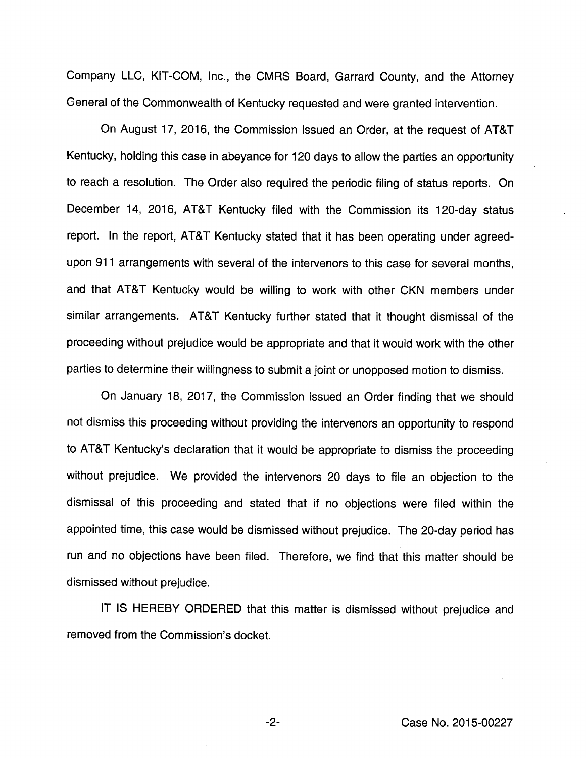Company LLC, KIT-COM, Inc., the CMRS Board, Garrard County, and the Attorney General of the Commonwealth of Kentucky requested and were granted intervention.

On August 17, 2016, the Commission issued an Order, at the request of AT&T Kentucky, holding this case in abeyance for 120 days to allow the parties an opportunity to reach a resolution. The Order also required the periodic filing of status reports. On December 14, 2016, AT&T Kentucky filed with the Commission its 120-day status report. In the report, AT&T Kentucky stated that it has been operating under agreed-upon 911 arrangements with several of the intervenors to this case for several months, and that AT&T Kentucky would be willing to work with other CKN members under similar arrangements. AT&T Kentucky further stated that it thought dismissal of the proceeding without prejudice would be appropriate and that it would work with the other parties to determine their willingness to submit a joint or unopposed motion to dismiss.

On January 18, 2017, the Commission issued an Order finding that we should not dismiss this proceeding without providing the intervenors an opportunity to respond to AT&T Kentucky's declaration that it would be appropriate to dismiss the proceeding without prejudice. We provided the intervenors 20 days to file an objection to the dismissal of this proceeding and stated that if no objections were filed within the appointed time, this case would be dismissed without prejudice. The 20-day period has run and no objections have been filed. Therefore, we find that this matter should be dismissed without prejudice.

IT IS HEREBY ORDERED that this matter is dismissed without prejudice and removed from the Commission's docket.

Case No. 2015-00227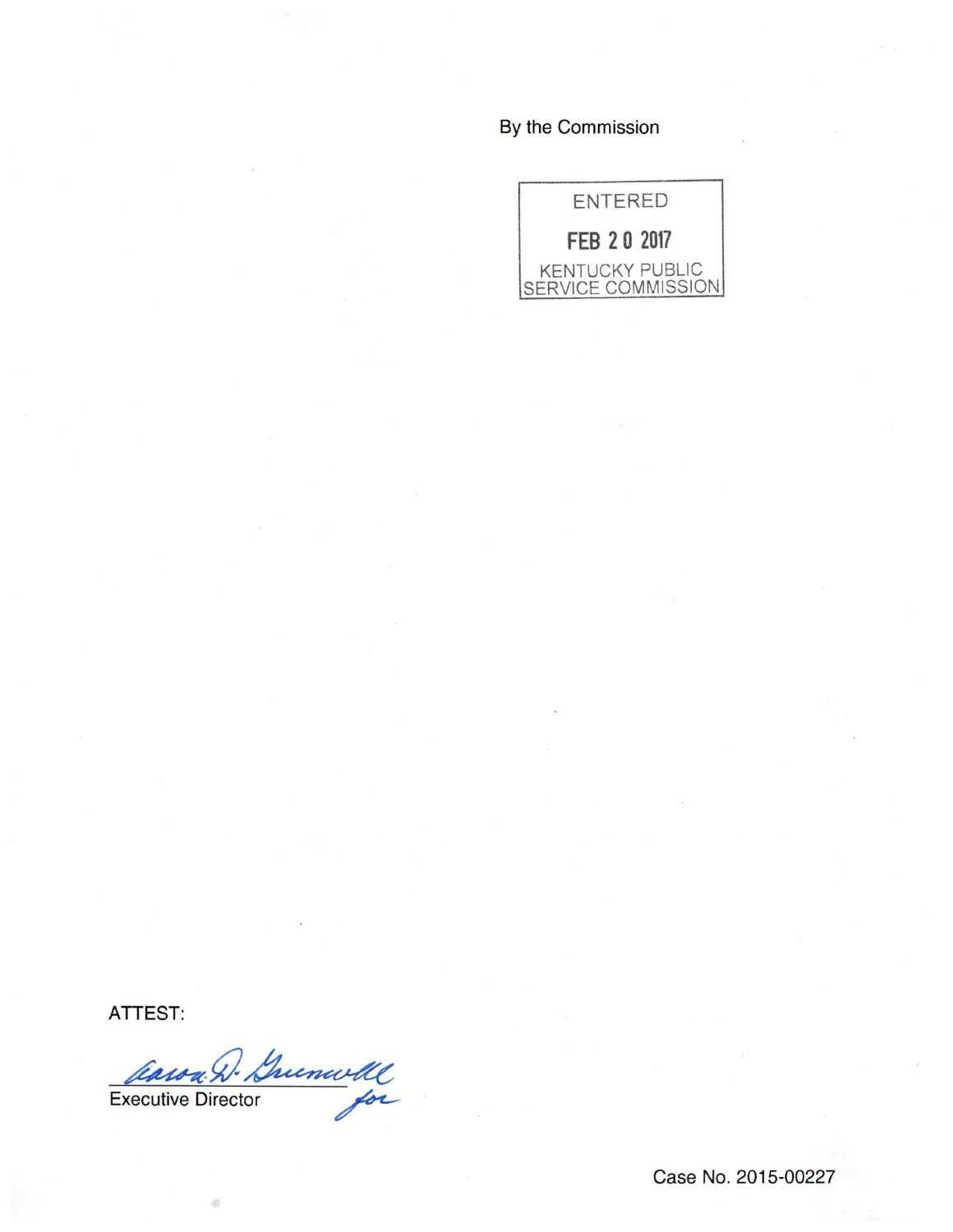By the Commission

ENTERED

FEB 20 2017

KENTUCKY PUBLIC SERVICE COMMISSION

ATTEST:

Aaron D. Greenwell for

Executive Director

Case No. 2015-00227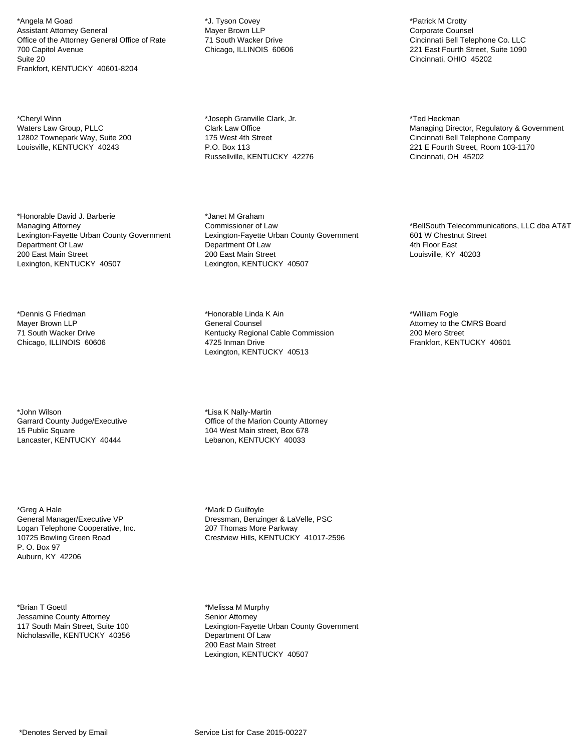*Angela M Goad
Assistant Attorney General
Office of the Attorney General Office of Rate
700 Capitol Avenue
Suite 20
Frankfort, KENTUCKY 40601-8204

*J. Tyson Covey
Mayer Brown LLP
71 South Wacker Drive
Chicago, ILLINOIS 60606

*Patrick M Crotty
Corporate Counsel
Cincinnati Bell Telephone Co. LLC
221 East Fourth Street, Suite 1090
Cincinnati, OHIO 45202

*Cheryl Winn
Waters Law Group, PLLC
12802 Townepark Way, Suite 200
Louisville, KENTUCKY 40243

*Joseph Granville Clark, Jr.
Clark Law Office
175 West 4th Street
P.O. Box 113
Russellville, KENTUCKY 42276

*Ted Heckman
Managing Director, Regulatory & Government
Cincinnati Bell Telephone Company
221 E Fourth Street, Room 103-1170
Cincinnati, OH 45202

*Honorable David J. Barberie
Managing Attorney
Lexington-Fayette Urban County Government
Department Of Law
200 East Main Street
Lexington, KENTUCKY 40507

*Janet M Graham
Commissioner of Law
Lexington-Fayette Urban County Government
Department Of Law
200 East Main Street
Lexington, KENTUCKY 40507

*BellSouth Telecommunications, LLC dba AT&T
601 W Chestnut Street
4th Floor East
Louisville, KY 40203

*Dennis G Friedman
Mayer Brown LLP
71 South Wacker Drive
Chicago, ILLINOIS 60606

*Honorable Linda K Ain
General Counsel
Kentucky Regional Cable Commission
4725 Inman Drive
Lexington, KENTUCKY 40513

*William Fogle
Attorney to the CMRS Board
200 Mero Street
Frankfort, KENTUCKY 40601

*John Wilson
Garrard County Judge/Executive
15 Public Square
Lancaster, KENTUCKY 40444

*Lisa K Nally-Martin
Office of the Marion County Attorney
104 West Main street, Box 678
Lebanon, KENTUCKY 40033

*Greg A Hale
General Manager/Executive VP
Logan Telephone Cooperative, Inc.
10725 Bowling Green Road
P. O. Box 97
Auburn, KY 42206

*Mark D Guilfoyle
Dressman, Benzinger & LaVelle, PSC
207 Thomas More Parkway
Crestview Hills, KENTUCKY 41017-2596

*Brian T Goettl
Jessamine County Attorney
117 South Main Street, Suite 100
Nicholasville, KENTUCKY 40356

*Melissa M Murphy
Senior Attorney
Lexington-Fayette Urban County Government
Department Of Law
200 East Main Street
Lexington, KENTUCKY 40507

*Denotes Served by Email

Service List for Case 2015-00227